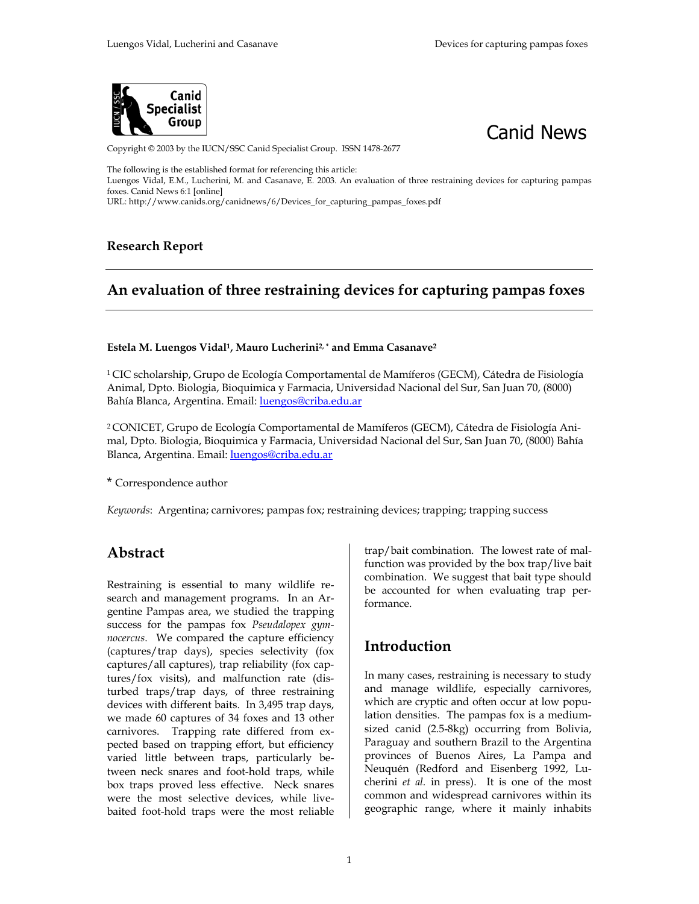Canid News

Copyright © 2003 by the IUCN/SSC Canid Specialist Group. ISSN 1478-2677

The following is the established format for referencing this article:
Luengos Vidal, E.M., Lucherini, M. and Casanave, E. 2003. An evaluation of three restraining devices for capturing pampas foxes. Canid News 6:1 [online]
URL: http://www.canids.org/canidnews/6/Devices_for_capturing_pampas_foxes.pdf

**Research Report**

# An evaluation of three restraining devices for capturing pampas foxes

**Estela M. Luengos Vidal[1], Mauro Lucherini[2,*] and Emma Casanave[2]**

[1] CIC scholarship, Grupo de Ecología Comportamental de Mamíferos (GECM), Cátedra de Fisiología Animal, Dpto. Biologia, Bioquimica y Farmacia, Universidad Nacional del Sur, San Juan 70, (8000) Bahía Blanca, Argentina. Email: luengos@criba.edu.ar

[2] CONICET, Grupo de Ecología Comportamental de Mamíferos (GECM), Cátedra de Fisiología Animal, Dpto. Biologia, Bioquimica y Farmacia, Universidad Nacional del Sur, San Juan 70, (8000) Bahía Blanca, Argentina. Email: luengos@criba.edu.ar

\* Correspondence author

*Keywords*: Argentina; carnivores; pampas fox; restraining devices; trapping; trapping success

## Abstract

Restraining is essential to many wildlife research and management programs. In an Argentine Pampas area, we studied the trapping success for the pampas fox *Pseudalopex gymnocercus*. We compared the capture efficiency (captures/trap days), species selectivity (fox captures/all captures), trap reliability (fox captures/fox visits), and malfunction rate (disturbed traps/trap days, of three restraining devices with different baits. In 3,495 trap days, we made 60 captures of 34 foxes and 13 other carnivores. Trapping rate differed from expected based on trapping effort, but efficiency varied little between traps, particularly between neck snares and foot-hold traps, while box traps proved less effective. Neck snares were the most selective devices, while live-baited foot-hold traps were the most reliable trap/bait combination. The lowest rate of malfunction was provided by the box trap/live bait combination. We suggest that bait type should be accounted for when evaluating trap performance.

## Introduction

In many cases, restraining is necessary to study and manage wildlife, especially carnivores, which are cryptic and often occur at low population densities. The pampas fox is a medium-sized canid (2.5-8kg) occurring from Bolivia, Paraguay and southern Brazil to the Argentina provinces of Buenos Aires, La Pampa and Neuquén (Redford and Eisenberg 1992, Lucherini *et al.* in press). It is one of the most common and widespread carnivores within its geographic range, where it mainly inhabits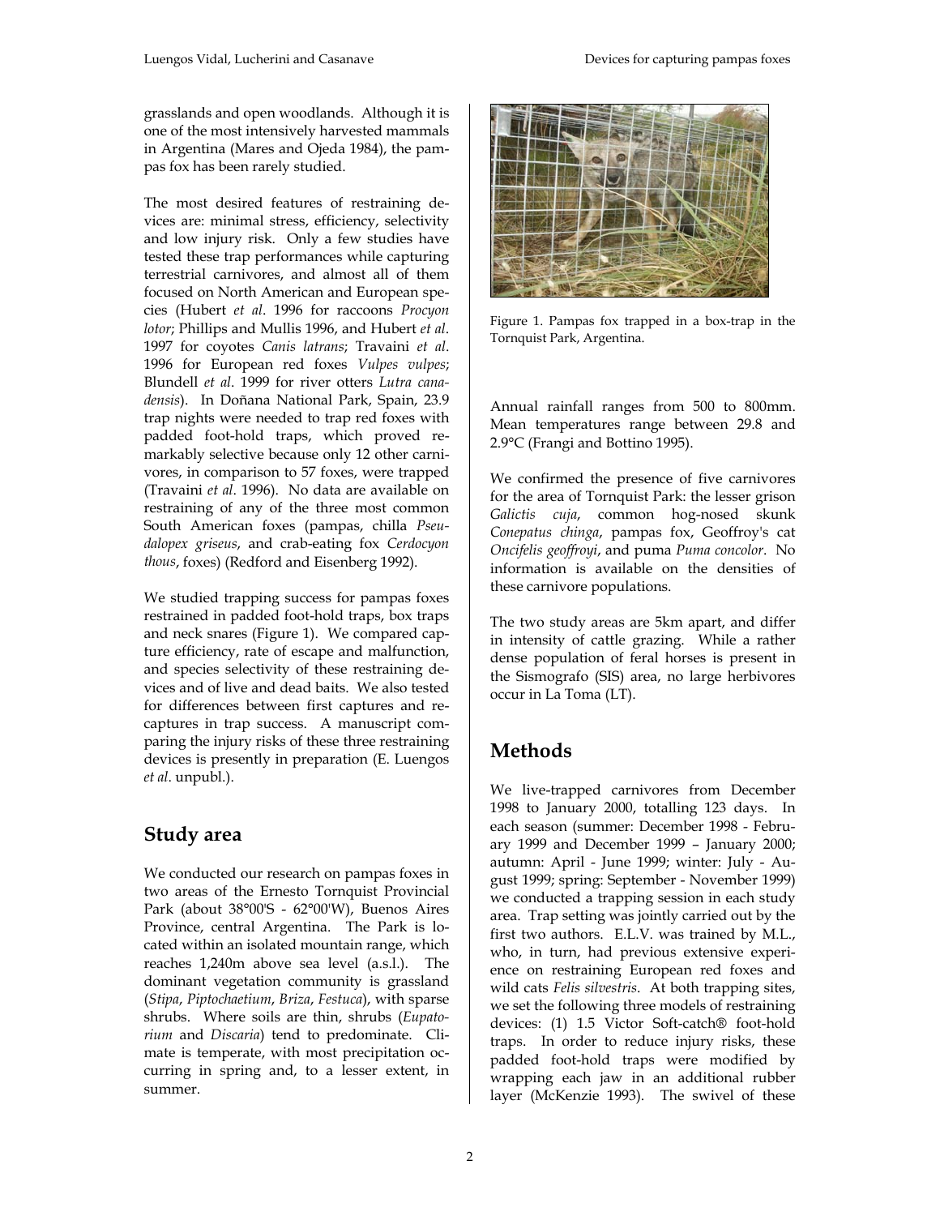grasslands and open woodlands. Although it is one of the most intensively harvested mammals in Argentina (Mares and Ojeda 1984), the pampas fox has been rarely studied.

The most desired features of restraining devices are: minimal stress, efficiency, selectivity and low injury risk. Only a few studies have tested these trap performances while capturing terrestrial carnivores, and almost all of them focused on North American and European species (Hubert *et al*. 1996 for raccoons *Procyon lotor*; Phillips and Mullis 1996, and Hubert *et al*. 1997 for coyotes *Canis latrans*; Travaini *et al*. 1996 for European red foxes *Vulpes vulpes*; Blundell *et al*. 1999 for river otters *Lutra canadensis*). In Doñana National Park, Spain, 23.9 trap nights were needed to trap red foxes with padded foot-hold traps, which proved remarkably selective because only 12 other carnivores, in comparison to 57 foxes, were trapped (Travaini *et al*. 1996). No data are available on restraining of any of the three most common South American foxes (pampas, chilla *Pseudalopex griseus*, and crab-eating fox *Cerdocyon thous*, foxes) (Redford and Eisenberg 1992).

We studied trapping success for pampas foxes restrained in padded foot-hold traps, box traps and neck snares (Figure 1). We compared capture efficiency, rate of escape and malfunction, and species selectivity of these restraining devices and of live and dead baits. We also tested for differences between first captures and recaptures in trap success. A manuscript comparing the injury risks of these three restraining devices is presently in preparation (E. Luengos *et al*. unpubl.).

## Study area

We conducted our research on pampas foxes in two areas of the Ernesto Tornquist Provincial Park (about 38°00'S - 62°00'W), Buenos Aires Province, central Argentina. The Park is located within an isolated mountain range, which reaches 1,240m above sea level (a.s.l.). The dominant vegetation community is grassland (*Stipa*, *Piptochaetium*, *Briza*, *Festuca*), with sparse shrubs. Where soils are thin, shrubs (*Eupatorium* and *Discaria*) tend to predominate. Climate is temperate, with most precipitation occurring in spring and, to a lesser extent, in summer.

Figure 1. Pampas fox trapped in a box-trap in the Tornquist Park, Argentina.

Annual rainfall ranges from 500 to 800mm. Mean temperatures range between 29.8 and 2.9°C (Frangi and Bottino 1995).

We confirmed the presence of five carnivores for the area of Tornquist Park: the lesser grison *Galictis cuja*, common hog-nosed skunk *Conepatus chinga*, pampas fox, Geoffroy's cat *Oncifelis geoffroyi*, and puma *Puma concolor*. No information is available on the densities of these carnivore populations.

The two study areas are 5km apart, and differ in intensity of cattle grazing. While a rather dense population of feral horses is present in the Sismografo (SIS) area, no large herbivores occur in La Toma (LT).

## Methods

We live-trapped carnivores from December 1998 to January 2000, totalling 123 days. In each season (summer: December 1998 - February 1999 and December 1999 – January 2000; autumn: April - June 1999; winter: July - August 1999; spring: September - November 1999) we conducted a trapping session in each study area. Trap setting was jointly carried out by the first two authors. E.L.V. was trained by M.L., who, in turn, had previous extensive experience on restraining European red foxes and wild cats *Felis silvestris*. At both trapping sites, we set the following three models of restraining devices: (1) 1.5 Victor Soft-catch® foot-hold traps. In order to reduce injury risks, these padded foot-hold traps were modified by wrapping each jaw in an additional rubber layer (McKenzie 1993). The swivel of these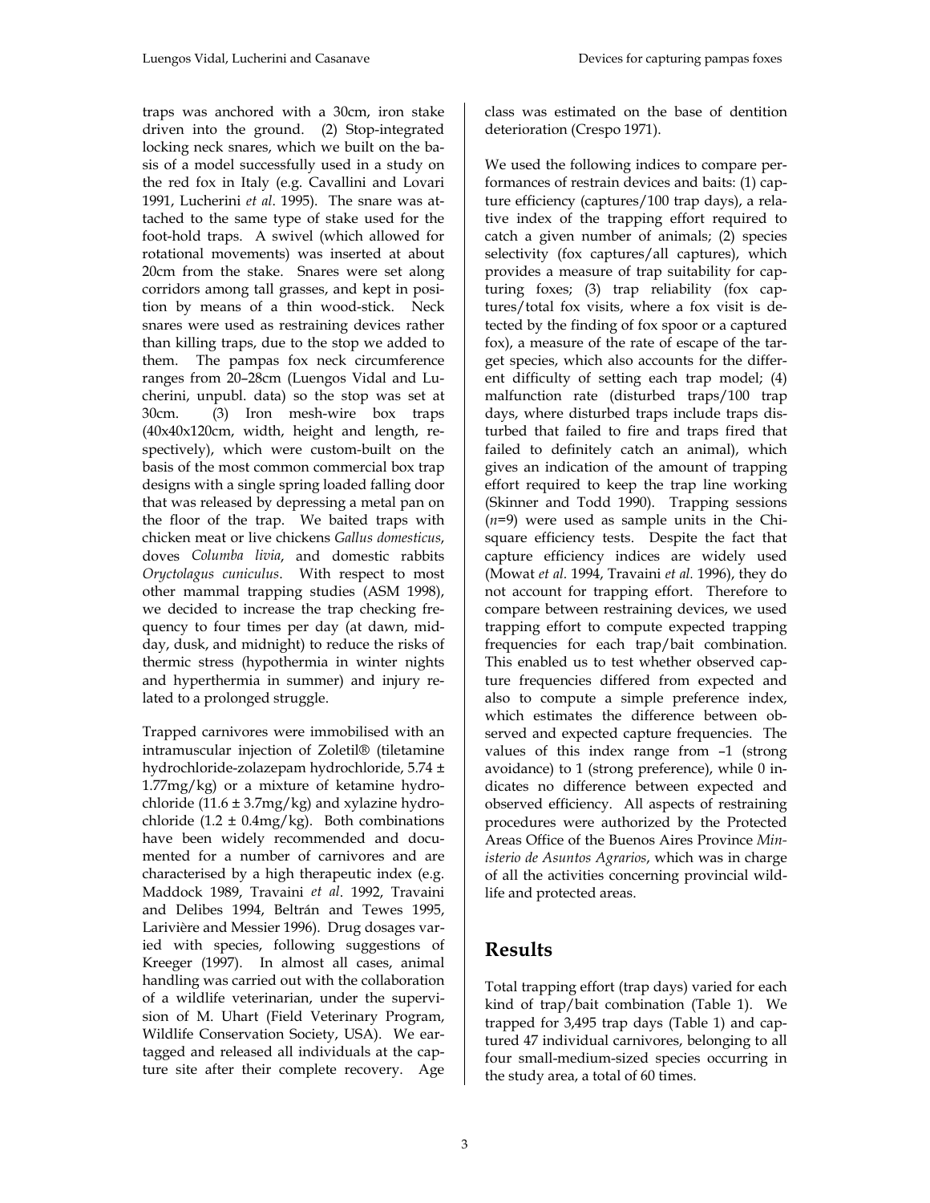traps was anchored with a 30cm, iron stake driven into the ground. (2) Stop-integrated locking neck snares, which we built on the basis of a model successfully used in a study on the red fox in Italy (e.g. Cavallini and Lovari 1991, Lucherini *et al*. 1995). The snare was attached to the same type of stake used for the foot-hold traps. A swivel (which allowed for rotational movements) was inserted at about 20cm from the stake. Snares were set along corridors among tall grasses, and kept in position by means of a thin wood-stick. Neck snares were used as restraining devices rather than killing traps, due to the stop we added to them. The pampas fox neck circumference ranges from 20–28cm (Luengos Vidal and Lucherini, unpubl. data) so the stop was set at 30cm. (3) Iron mesh-wire box traps (40x40x120cm, width, height and length, respectively), which were custom-built on the basis of the most common commercial box trap designs with a single spring loaded falling door that was released by depressing a metal pan on the floor of the trap. We baited traps with chicken meat or live chickens *Gallus domesticus*, doves *Columba livia*, and domestic rabbits *Oryctolagus cuniculus*. With respect to most other mammal trapping studies (ASM 1998), we decided to increase the trap checking frequency to four times per day (at dawn, midday, dusk, and midnight) to reduce the risks of thermic stress (hypothermia in winter nights and hyperthermia in summer) and injury related to a prolonged struggle.

Trapped carnivores were immobilised with an intramuscular injection of Zoletil® (tiletamine hydrochloride-zolazepam hydrochloride, 5.74 ± 1.77mg/kg) or a mixture of ketamine hydrochloride (11.6 ± 3.7mg/kg) and xylazine hydrochloride (1.2 ± 0.4mg/kg). Both combinations have been widely recommended and documented for a number of carnivores and are characterised by a high therapeutic index (e.g. Maddock 1989, Travaini *et al*. 1992, Travaini and Delibes 1994, Beltrán and Tewes 1995, Larivière and Messier 1996). Drug dosages varied with species, following suggestions of Kreeger (1997). In almost all cases, animal handling was carried out with the collaboration of a wildlife veterinarian, under the supervision of M. Uhart (Field Veterinary Program, Wildlife Conservation Society, USA). We ear-tagged and released all individuals at the capture site after their complete recovery. Age class was estimated on the base of dentition deterioration (Crespo 1971).

We used the following indices to compare performances of restrain devices and baits: (1) capture efficiency (captures/100 trap days), a relative index of the trapping effort required to catch a given number of animals; (2) species selectivity (fox captures/all captures), which provides a measure of trap suitability for capturing foxes; (3) trap reliability (fox captures/total fox visits, where a fox visit is detected by the finding of fox spoor or a captured fox), a measure of the rate of escape of the target species, which also accounts for the different difficulty of setting each trap model; (4) malfunction rate (disturbed traps/100 trap days, where disturbed traps include traps disturbed that failed to fire and traps fired that failed to definitely catch an animal), which gives an indication of the amount of trapping effort required to keep the trap line working (Skinner and Todd 1990). Trapping sessions ($n$=9) were used as sample units in the Chi-square efficiency tests. Despite the fact that capture efficiency indices are widely used (Mowat *et al*. 1994, Travaini *et al*. 1996), they do not account for trapping effort. Therefore to compare between restraining devices, we used trapping effort to compute expected trapping frequencies for each trap/bait combination. This enabled us to test whether observed capture frequencies differed from expected and also to compute a simple preference index, which estimates the difference between observed and expected capture frequencies. The values of this index range from –1 (strong avoidance) to 1 (strong preference), while 0 indicates no difference between expected and observed efficiency. All aspects of restraining procedures were authorized by the Protected Areas Office of the Buenos Aires Province *Ministerio de Asuntos Agrarios*, which was in charge of all the activities concerning provincial wildlife and protected areas.

## Results

Total trapping effort (trap days) varied for each kind of trap/bait combination (Table 1). We trapped for 3,495 trap days (Table 1) and captured 47 individual carnivores, belonging to all four small-medium-sized species occurring in the study area, a total of 60 times.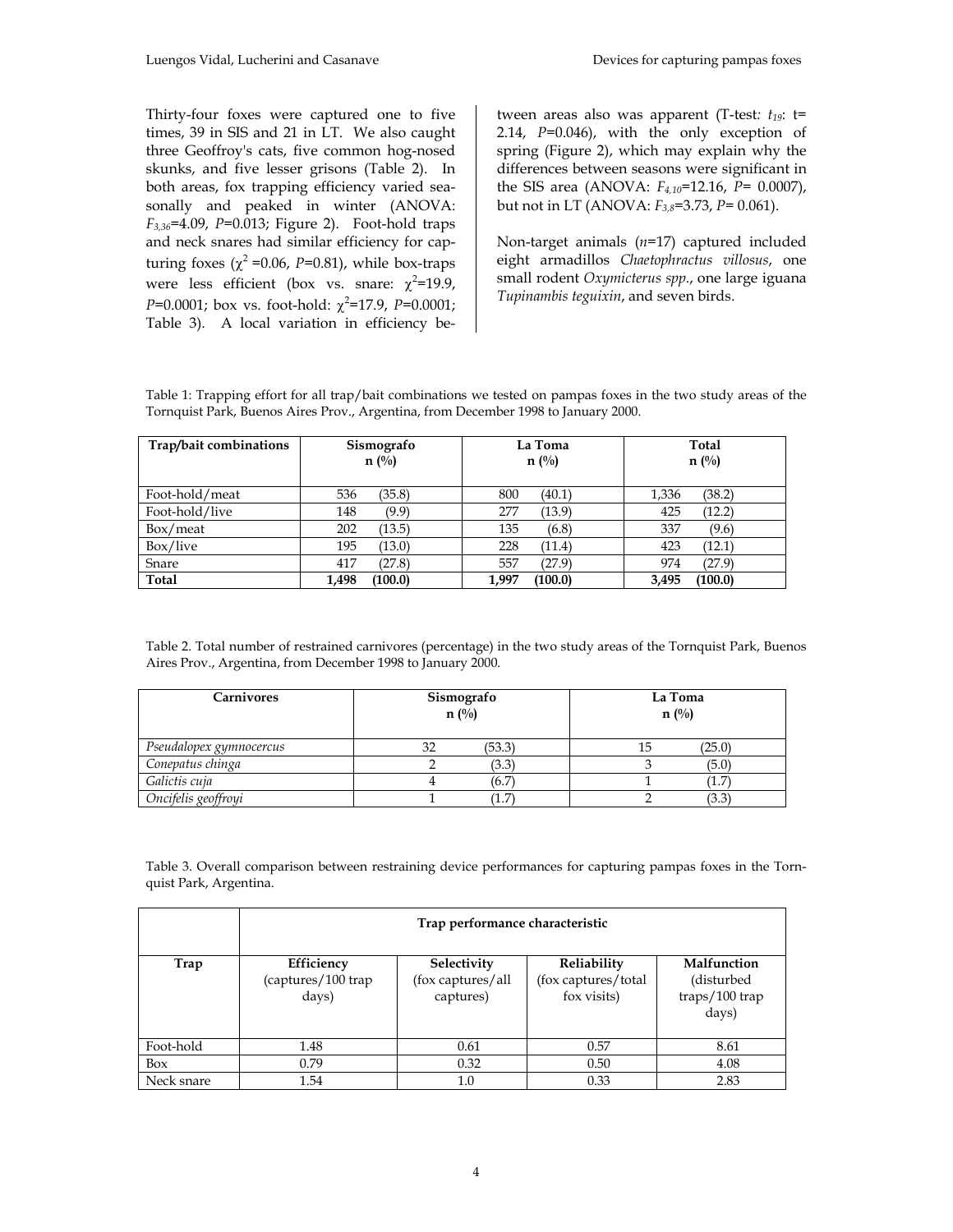Thirty-four foxes were captured one to five times, 39 in SIS and 21 in LT. We also caught three Geoffroy's cats, five common hog-nosed skunks, and five lesser grisons (Table 2). In both areas, fox trapping efficiency varied seasonally and peaked in winter (ANOVA: $F_{3,36}$=4.09, *P*=0.013; Figure 2). Foot-hold traps and neck snares had similar efficiency for capturing foxes ($\chi^2$ =0.06, *P*=0.81), while box-traps were less efficient (box vs. snare: $\chi^2$=19.9, *P*=0.0001; box vs. foot-hold: $\chi^2$=17.9, *P*=0.0001; Table 3). A local variation in efficiency between areas also was apparent (T-test: $t_{19}$: t= 2.14, *P*=0.046), with the only exception of spring (Figure 2), which may explain why the differences between seasons were significant in the SIS area (ANOVA: $F_{4,10}$=12.16, *P*= 0.0007), but not in LT (ANOVA: $F_{3,8}$=3.73, *P*= 0.061).

Non-target animals (*n*=17) captured included eight armadillos *Chaetophractus villosus*, one small rodent *Oxymicterus spp.*, one large iguana *Tupinambis teguixin*, and seven birds.

Table 1: Trapping effort for all trap/bait combinations we tested on pampas foxes in the two study areas of the Tornquist Park, Buenos Aires Prov., Argentina, from December 1998 to January 2000.

| Trap/bait combinations | Sismografo n (%) | | La Toma n (%) | | Total n (%) | |
|---|---|---|---|---|---|---|
| Foot-hold/meat | 536 | (35.8) | 800 | (40.1) | 1,336 | (38.2) |
| Foot-hold/live | 148 | (9.9) | 277 | (13.9) | 425 | (12.2) |
| Box/meat | 202 | (13.5) | 135 | (6.8) | 337 | (9.6) |
| Box/live | 195 | (13.0) | 228 | (11.4) | 423 | (12.1) |
| Snare | 417 | (27.8) | 557 | (27.9) | 974 | (27.9) |
| **Total** | **1,498** | **(100.0)** | **1,997** | **(100.0)** | **3,495** | **(100.0)** |

Table 2. Total number of restrained carnivores (percentage) in the two study areas of the Tornquist Park, Buenos Aires Prov., Argentina, from December 1998 to January 2000.

| Carnivores | Sismografo n (%) | | La Toma n (%) | |
|---|---|---|---|---|
| *Pseudalopex gymnocercus* | 32 | (53.3) | 15 | (25.0) |
| *Conepatus chinga* | 2 | (3.3) | 3 | (5.0) |
| *Galictis cuja* | 4 | (6.7) | 1 | (1.7) |
| *Oncifelis geoffroyi* | 1 | (1.7) | 2 | (3.3) |

Table 3. Overall comparison between restraining device performances for capturing pampas foxes in the Tornquist Park, Argentina.

| | Trap performance characteristic | | | |
|---|---|---|---|---|
| **Trap** | **Efficiency** (captures/100 trap days) | **Selectivity** (fox captures/all captures) | **Reliability** (fox captures/total fox visits) | **Malfunction** (disturbed traps/100 trap days) |
| Foot-hold | 1.48 | 0.61 | 0.57 | 8.61 |
| Box | 0.79 | 0.32 | 0.50 | 4.08 |
| Neck snare | 1.54 | 1.0 | 0.33 | 2.83 |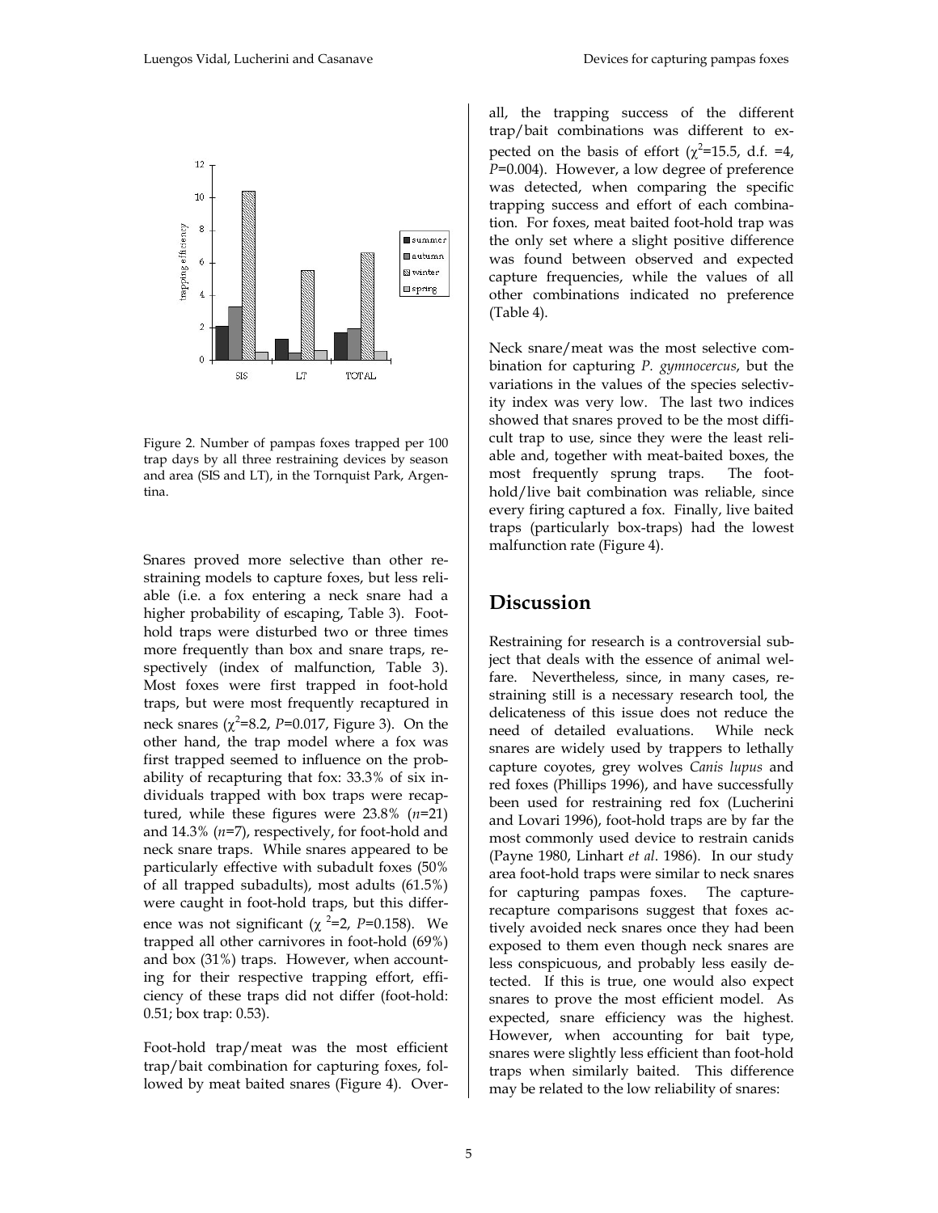Figure 2. Number of pampas foxes trapped per 100 trap days by all three restraining devices by season and area (SIS and LT), in the Tornquist Park, Argentina.

Snares proved more selective than other restraining models to capture foxes, but less reliable (i.e. a fox entering a neck snare had a higher probability of escaping, Table 3). Foot-hold traps were disturbed two or three times more frequently than box and snare traps, respectively (index of malfunction, Table 3). Most foxes were first trapped in foot-hold traps, but were most frequently recaptured in neck snares ($\chi^2$=8.2, *P*=0.017, Figure 3). On the other hand, the trap model where a fox was first trapped seemed to influence on the probability of recapturing that fox: 33.3% of six individuals trapped with box traps were recaptured, while these figures were 23.8% (*n*=21) and 14.3% (*n*=7), respectively, for foot-hold and neck snare traps. While snares appeared to be particularly effective with subadult foxes (50% of all trapped subadults), most adults (61.5%) were caught in foot-hold traps, but this difference was not significant ($\chi^2$=2, *P*=0.158). We trapped all other carnivores in foot-hold (69%) and box (31%) traps. However, when accounting for their respective trapping effort, efficiency of these traps did not differ (foot-hold: 0.51; box trap: 0.53).

Foot-hold trap/meat was the most efficient trap/bait combination for capturing foxes, followed by meat baited snares (Figure 4). Overall, the trapping success of the different trap/bait combinations was different to expected on the basis of effort ($\chi^2$=15.5, d.f. =4, *P*=0.004). However, a low degree of preference was detected, when comparing the specific trapping success and effort of each combination. For foxes, meat baited foot-hold trap was the only set where a slight positive difference was found between observed and expected capture frequencies, while the values of all other combinations indicated no preference (Table 4).

Neck snare/meat was the most selective combination for capturing *P. gymnocercus*, but the variations in the values of the species selectivity index was very low. The last two indices showed that snares proved to be the most difficult trap to use, since they were the least reliable and, together with meat-baited boxes, the most frequently sprung traps. The foot-hold/live bait combination was reliable, since every firing captured a fox. Finally, live baited traps (particularly box-traps) had the lowest malfunction rate (Figure 4).

## Discussion

Restraining for research is a controversial subject that deals with the essence of animal welfare. Nevertheless, since, in many cases, restraining still is a necessary research tool, the delicateness of this issue does not reduce the need of detailed evaluations. While neck snares are widely used by trappers to lethally capture coyotes, grey wolves *Canis lupus* and red foxes (Phillips 1996), and have successfully been used for restraining red fox (Lucherini and Lovari 1996), foot-hold traps are by far the most commonly used device to restrain canids (Payne 1980, Linhart *et al*. 1986). In our study area foot-hold traps were similar to neck snares for capturing pampas foxes. The capture-recapture comparisons suggest that foxes actively avoided neck snares once they had been exposed to them even though neck snares are less conspicuous, and probably less easily detected. If this is true, one would also expect snares to prove the most efficient model. As expected, snare efficiency was the highest. However, when accounting for bait type, snares were slightly less efficient than foot-hold traps when similarly baited. This difference may be related to the low reliability of snares: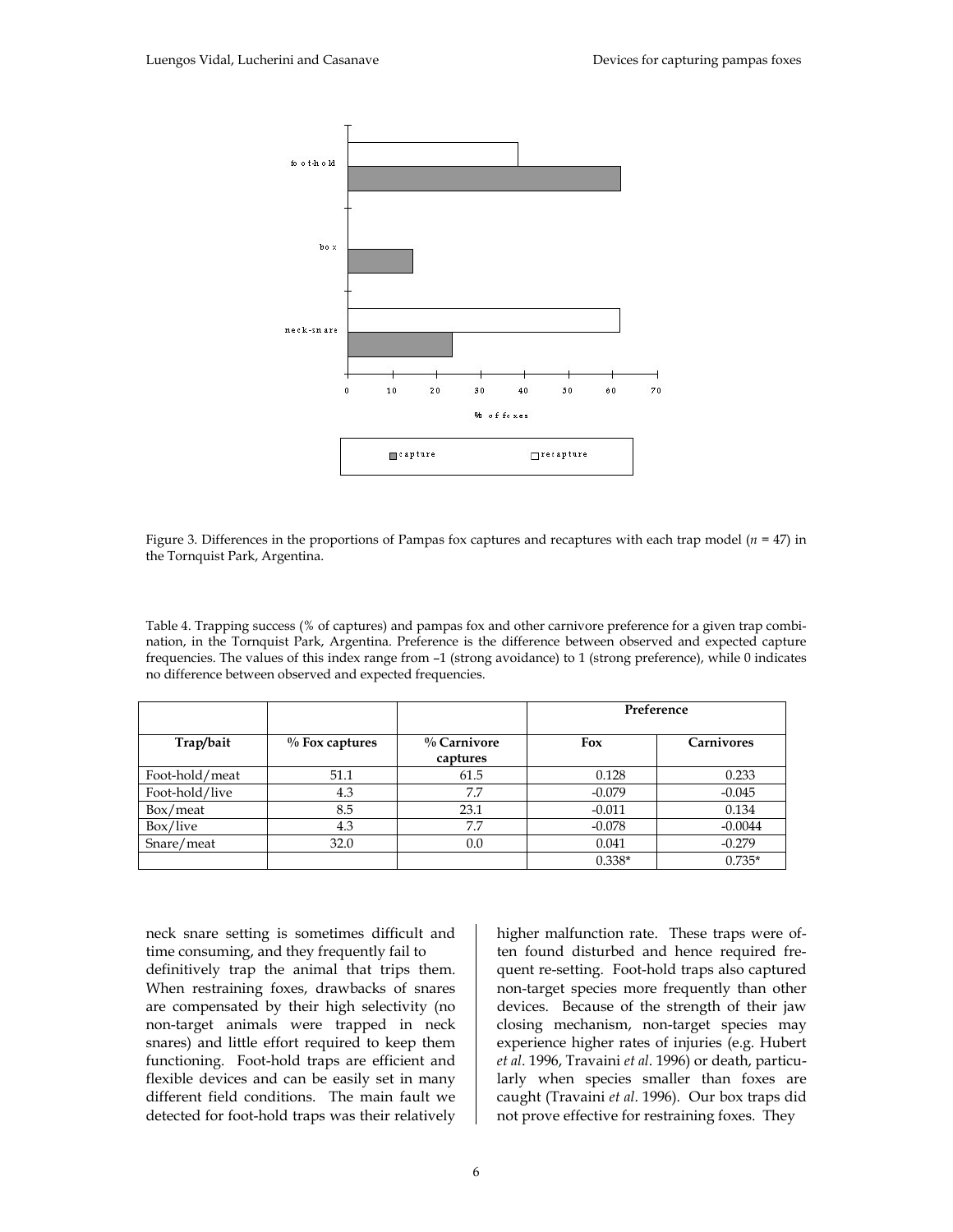Figure 3. Differences in the proportions of Pampas fox captures and recaptures with each trap model (*n* = 47) in the Tornquist Park, Argentina.

Table 4. Trapping success (% of captures) and pampas fox and other carnivore preference for a given trap combination, in the Tornquist Park, Argentina. Preference is the difference between observed and expected capture frequencies. The values of this index range from –1 (strong avoidance) to 1 (strong preference), while 0 indicates no difference between observed and expected frequencies.

| | | | Preference | |
|---|---|---|---|---|
| **Trap/bait** | **% Fox captures** | **% Carnivore captures** | **Fox** | **Carnivores** |
| Foot-hold/meat | 51.1 | 61.5 | 0.128 | 0.233 |
| Foot-hold/live | 4.3 | 7.7 | -0.079 | -0.045 |
| Box/meat | 8.5 | 23.1 | -0.011 | 0.134 |
| Box/live | 4.3 | 7.7 | -0.078 | -0.0044 |
| Snare/meat | 32.0 | 0.0 | 0.041 | -0.279 |
| | | | 0.338* | 0.735* |

neck snare setting is sometimes difficult and time consuming, and they frequently fail to definitively trap the animal that trips them. When restraining foxes, drawbacks of snares are compensated by their high selectivity (no non-target animals were trapped in neck snares) and little effort required to keep them functioning. Foot-hold traps are efficient and flexible devices and can be easily set in many different field conditions. The main fault we detected for foot-hold traps was their relatively higher malfunction rate. These traps were often found disturbed and hence required frequent re-setting. Foot-hold traps also captured non-target species more frequently than other devices. Because of the strength of their jaw closing mechanism, non-target species may experience higher rates of injuries (e.g. Hubert *et al*. 1996, Travaini *et al*. 1996) or death, particularly when species smaller than foxes are caught (Travaini *et al*. 1996). Our box traps did not prove effective for restraining foxes. They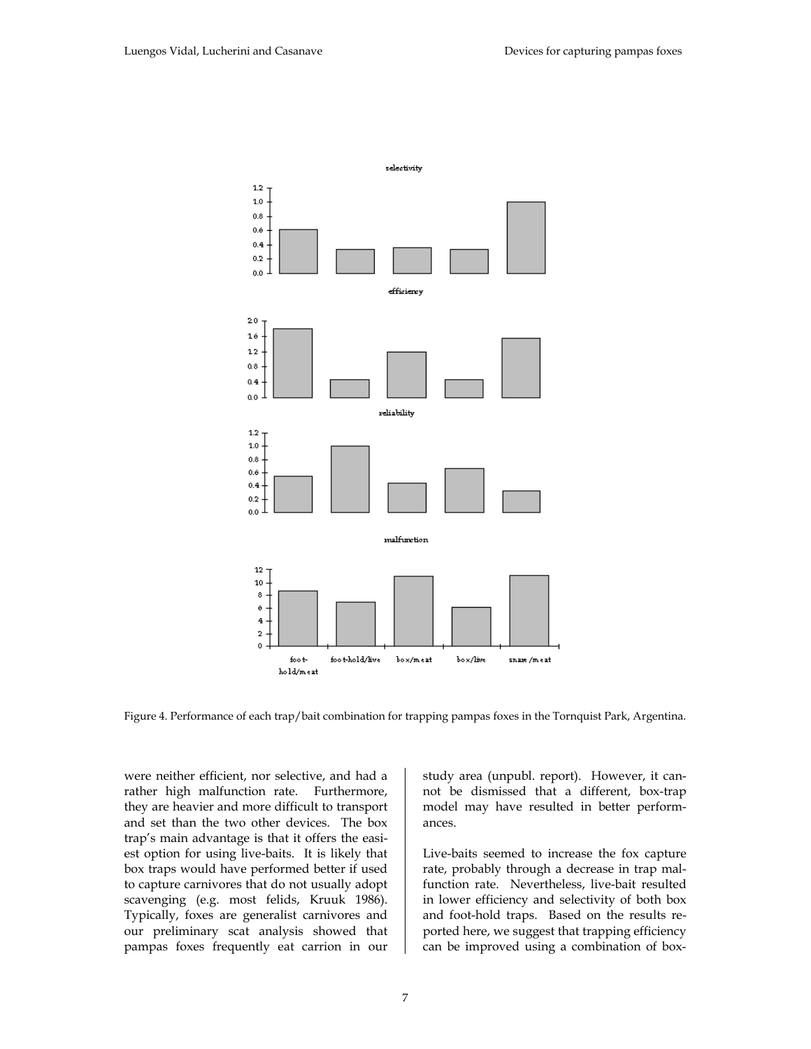Figure 4. Performance of each trap/bait combination for trapping pampas foxes in the Tornquist Park, Argentina.

were neither efficient, nor selective, and had a rather high malfunction rate. Furthermore, they are heavier and more difficult to transport and set than the two other devices. The box trap's main advantage is that it offers the easiest option for using live-baits. It is likely that box traps would have performed better if used to capture carnivores that do not usually adopt scavenging (e.g. most felids, Kruuk 1986). Typically, foxes are generalist carnivores and our preliminary scat analysis showed that pampas foxes frequently eat carrion in our study area (unpubl. report). However, it cannot be dismissed that a different, box-trap model may have resulted in better performances.

Live-baits seemed to increase the fox capture rate, probably through a decrease in trap malfunction rate. Nevertheless, live-bait resulted in lower efficiency and selectivity of both box and foot-hold traps. Based on the results reported here, we suggest that trapping efficiency can be improved using a combination of box-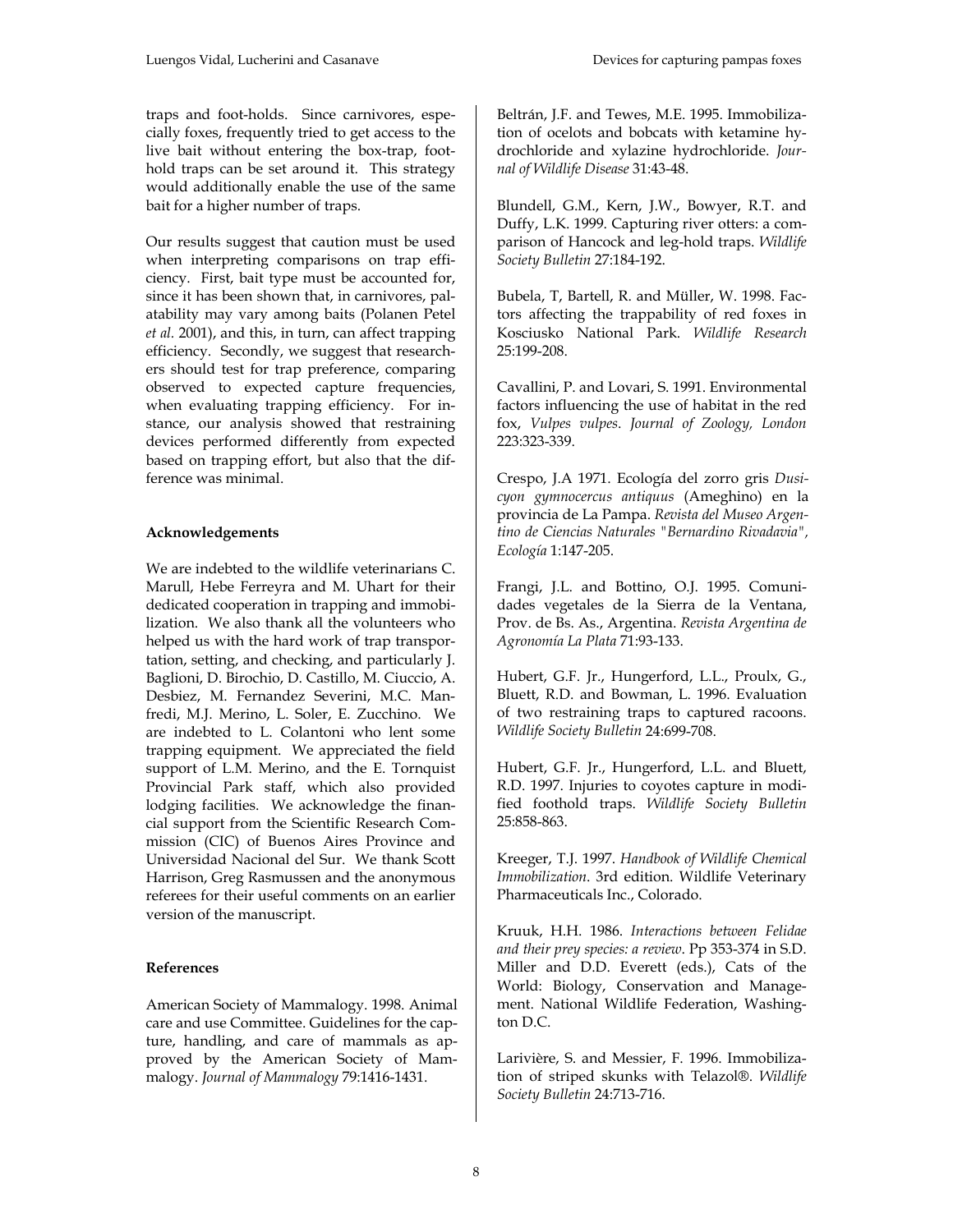traps and foot-holds. Since carnivores, especially foxes, frequently tried to get access to the live bait without entering the box-trap, foothold traps can be set around it. This strategy would additionally enable the use of the same bait for a higher number of traps.

Our results suggest that caution must be used when interpreting comparisons on trap efficiency. First, bait type must be accounted for, since it has been shown that, in carnivores, palatability may vary among baits (Polanen Petel *et al.* 2001), and this, in turn, can affect trapping efficiency. Secondly, we suggest that researchers should test for trap preference, comparing observed to expected capture frequencies, when evaluating trapping efficiency. For instance, our analysis showed that restraining devices performed differently from expected based on trapping effort, but also that the difference was minimal.

**Acknowledgements**

We are indebted to the wildlife veterinarians C. Marull, Hebe Ferreyra and M. Uhart for their dedicated cooperation in trapping and immobilization. We also thank all the volunteers who helped us with the hard work of trap transportation, setting, and checking, and particularly J. Baglioni, D. Birochio, D. Castillo, M. Ciuccio, A. Desbiez, M. Fernandez Severini, M.C. Manfredi, M.J. Merino, L. Soler, E. Zucchino. We are indebted to L. Colantoni who lent some trapping equipment. We appreciated the field support of L.M. Merino, and the E. Tornquist Provincial Park staff, which also provided lodging facilities. We acknowledge the financial support from the Scientific Research Commission (CIC) of Buenos Aires Province and Universidad Nacional del Sur. We thank Scott Harrison, Greg Rasmussen and the anonymous referees for their useful comments on an earlier version of the manuscript.

**References**

American Society of Mammalogy. 1998. Animal care and use Committee. Guidelines for the capture, handling, and care of mammals as approved by the American Society of Mammalogy. *Journal of Mammalogy* 79:1416-1431.

Beltrán, J.F. and Tewes, M.E. 1995. Immobilization of ocelots and bobcats with ketamine hydrochloride and xylazine hydrochloride. *Journal of Wildlife Disease* 31:43-48.

Blundell, G.M., Kern, J.W., Bowyer, R.T. and Duffy, L.K. 1999. Capturing river otters: a comparison of Hancock and leg-hold traps. *Wildlife Society Bulletin* 27:184-192.

Bubela, T, Bartell, R. and Müller, W. 1998. Factors affecting the trappability of red foxes in Kosciusko National Park. *Wildlife Research* 25:199-208.

Cavallini, P. and Lovari, S. 1991. Environmental factors influencing the use of habitat in the red fox, *Vulpes vulpes*. *Journal of Zoology, London* 223:323-339.

Crespo, J.A 1971. Ecología del zorro gris *Dusicyon gymnocercus antiquus* (Ameghino) en la provincia de La Pampa. *Revista del Museo Argentino de Ciencias Naturales "Bernardino Rivadavia", Ecología* 1:147-205.

Frangi, J.L. and Bottino, O.J. 1995. Comunidades vegetales de la Sierra de la Ventana, Prov. de Bs. As., Argentina. *Revista Argentina de Agronomía La Plata* 71:93-133.

Hubert, G.F. Jr., Hungerford, L.L., Proulx, G., Bluett, R.D. and Bowman, L. 1996. Evaluation of two restraining traps to captured racoons. *Wildlife Society Bulletin* 24:699-708.

Hubert, G.F. Jr., Hungerford, L.L. and Bluett, R.D. 1997. Injuries to coyotes capture in modified foothold traps. *Wildlife Society Bulletin* 25:858-863.

Kreeger, T.J. 1997. *Handbook of Wildlife Chemical Immobilization*. 3rd edition. Wildlife Veterinary Pharmaceuticals Inc., Colorado.

Kruuk, H.H. 1986. *Interactions between Felidae and their prey species: a review*. Pp 353-374 in S.D. Miller and D.D. Everett (eds.), Cats of the World: Biology, Conservation and Management. National Wildlife Federation, Washington D.C.

Larivière, S. and Messier, F. 1996. Immobilization of striped skunks with Telazol®. *Wildlife Society Bulletin* 24:713-716.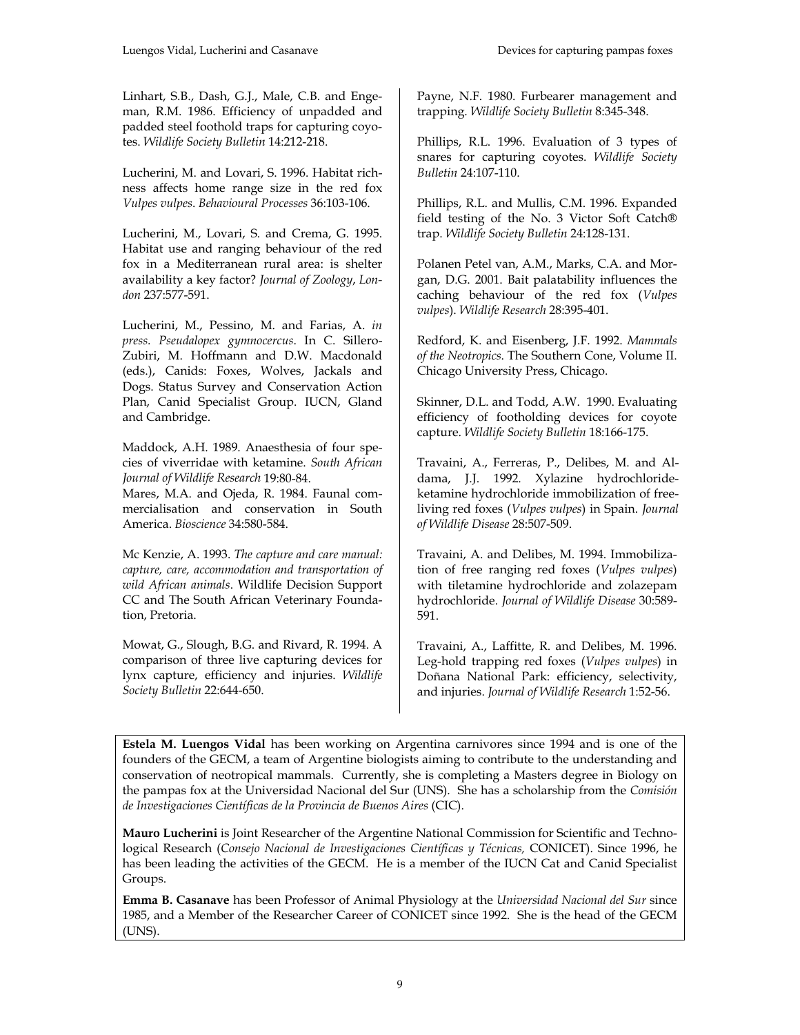Linhart, S.B., Dash, G.J., Male, C.B. and Engeman, R.M. 1986. Efficiency of unpadded and padded steel foothold traps for capturing coyotes. *Wildlife Society Bulletin* 14:212-218.

Lucherini, M. and Lovari, S. 1996. Habitat richness affects home range size in the red fox *Vulpes vulpes*. *Behavioural Processes* 36:103-106.

Lucherini, M., Lovari, S. and Crema, G. 1995. Habitat use and ranging behaviour of the red fox in a Mediterranean rural area: is shelter availability a key factor? *Journal of Zoology*, *London* 237:577-591.

Lucherini, M., Pessino, M. and Farias, A. *in press. Pseudalopex gymnocercus*. In C. Sillero-Zubiri, M. Hoffmann and D.W. Macdonald (eds.), Canids: Foxes, Wolves, Jackals and Dogs. Status Survey and Conservation Action Plan, Canid Specialist Group. IUCN, Gland and Cambridge.

Maddock, A.H. 1989. Anaesthesia of four species of viverridae with ketamine. *South African Journal of Wildlife Research* 19:80-84.

Mares, M.A. and Ojeda, R. 1984. Faunal commercialisation and conservation in South America. *Bioscience* 34:580-584.

Mc Kenzie, A. 1993. *The capture and care manual: capture, care, accommodation and transportation of wild African animals*. Wildlife Decision Support CC and The South African Veterinary Foundation, Pretoria.

Mowat, G., Slough, B.G. and Rivard, R. 1994. A comparison of three live capturing devices for lynx capture, efficiency and injuries. *Wildlife Society Bulletin* 22:644-650.

Payne, N.F. 1980. Furbearer management and trapping. *Wildlife Society Bulletin* 8:345-348.

Phillips, R.L. 1996. Evaluation of 3 types of snares for capturing coyotes. *Wildlife Society Bulletin* 24:107-110.

Phillips, R.L. and Mullis, C.M. 1996. Expanded field testing of the No. 3 Victor Soft Catch® trap. *Wildlife Society Bulletin* 24:128-131.

Polanen Petel van, A.M., Marks, C.A. and Morgan, D.G. 2001. Bait palatability influences the caching behaviour of the red fox (*Vulpes vulpes*). *Wildlife Research* 28:395-401.

Redford, K. and Eisenberg, J.F. 1992. *Mammals of the Neotropics*. The Southern Cone, Volume II. Chicago University Press, Chicago.

Skinner, D.L. and Todd, A.W. 1990. Evaluating efficiency of footholding devices for coyote capture. *Wildlife Society Bulletin* 18:166-175.

Travaini, A., Ferreras, P., Delibes, M. and Aldama, J.J. 1992. Xylazine hydrochloride-ketamine hydrochloride immobilization of free-living red foxes (*Vulpes vulpes*) in Spain. *Journal of Wildlife Disease* 28:507-509.

Travaini, A. and Delibes, M. 1994. Immobilization of free ranging red foxes (*Vulpes vulpes*) with tiletamine hydrochloride and zolazepam hydrochloride. *Journal of Wildlife Disease* 30:589-591.

Travaini, A., Laffitte, R. and Delibes, M. 1996. Leg-hold trapping red foxes (*Vulpes vulpes*) in Doñana National Park: efficiency, selectivity, and injuries. *Journal of Wildlife Research* 1:52-56.

**Estela M. Luengos Vidal** has been working on Argentina carnivores since 1994 and is one of the founders of the GECM, a team of Argentine biologists aiming to contribute to the understanding and conservation of neotropical mammals. Currently, she is completing a Masters degree in Biology on the pampas fox at the Universidad Nacional del Sur (UNS). She has a scholarship from the *Comisión de Investigaciones Científicas de la Provincia de Buenos Aires* (CIC).

**Mauro Lucherini** is Joint Researcher of the Argentine National Commission for Scientific and Technological Research (*Consejo Nacional de Investigaciones Científicas y Técnicas,* CONICET). Since 1996, he has been leading the activities of the GECM. He is a member of the IUCN Cat and Canid Specialist Groups.

**Emma B. Casanave** has been Professor of Animal Physiology at the *Universidad Nacional del Sur* since 1985, and a Member of the Researcher Career of CONICET since 1992. She is the head of the GECM (UNS).